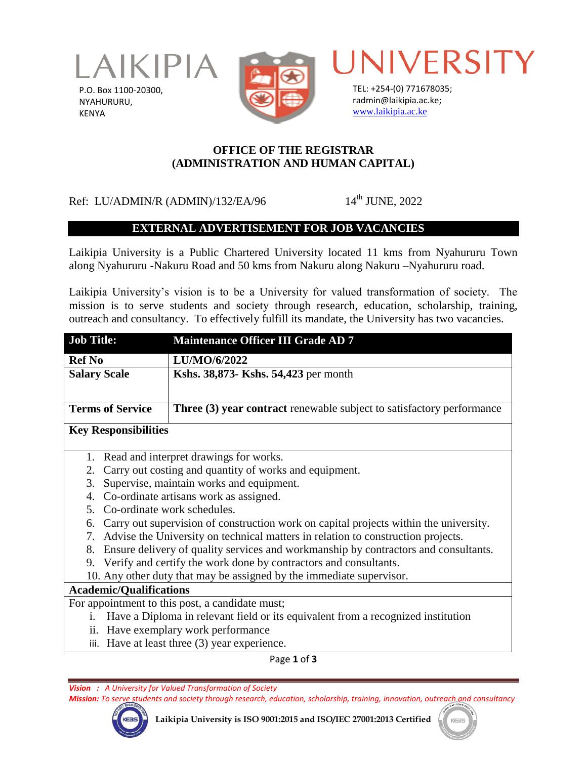# LAIKIPIA UNIVERSITY

P.O. Box 1100-20300,
NYAHURURU,
KENYA

TEL: +254-(0) 771678035;
radmin@laikipia.ac.ke;
www.laikipia.ac.ke

## OFFICE OF THE REGISTRAR
## (ADMINISTRATION AND HUMAN CAPITAL)

Ref: LU/ADMIN/R (ADMIN)/132/EA/96 — 14th JUNE, 2022

## EXTERNAL ADVERTISEMENT FOR JOB VACANCIES

Laikipia University is a Public Chartered University located 11 kms from Nyahururu Town along Nyahururu -Nakuru Road and 50 kms from Nakuru along Nakuru –Nyahururu road.

Laikipia University's vision is to be a University for valued transformation of society. The mission is to serve students and society through research, education, scholarship, training, outreach and consultancy. To effectively fulfill its mandate, the University has two vacancies.

| **Job Title:** | **Maintenance Officer III Grade AD 7** |
|---|---|
| **Ref No** | **LU/MO/6/2022** |
| **Salary Scale** | **Kshs. 38,873- Kshs. 54,423** per month |
| **Terms of Service** | **Three (3) year contract** renewable subject to satisfactory performance |

**Key Responsibilities**

1. Read and interpret drawings for works.
2. Carry out costing and quantity of works and equipment.
3. Supervise, maintain works and equipment.
4. Co-ordinate artisans work as assigned.
5. Co-ordinate work schedules.
6. Carry out supervision of construction work on capital projects within the university.
7. Advise the University on technical matters in relation to construction projects.
8. Ensure delivery of quality services and workmanship by contractors and consultants.
9. Verify and certify the work done by contractors and consultants.
10. Any other duty that may be assigned by the immediate supervisor.

**Academic/Qualifications**

For appointment to this post, a candidate must;

i. Have a Diploma in relevant field or its equivalent from a recognized institution
ii. Have exemplary work performance
iii. Have at least three (3) year experience.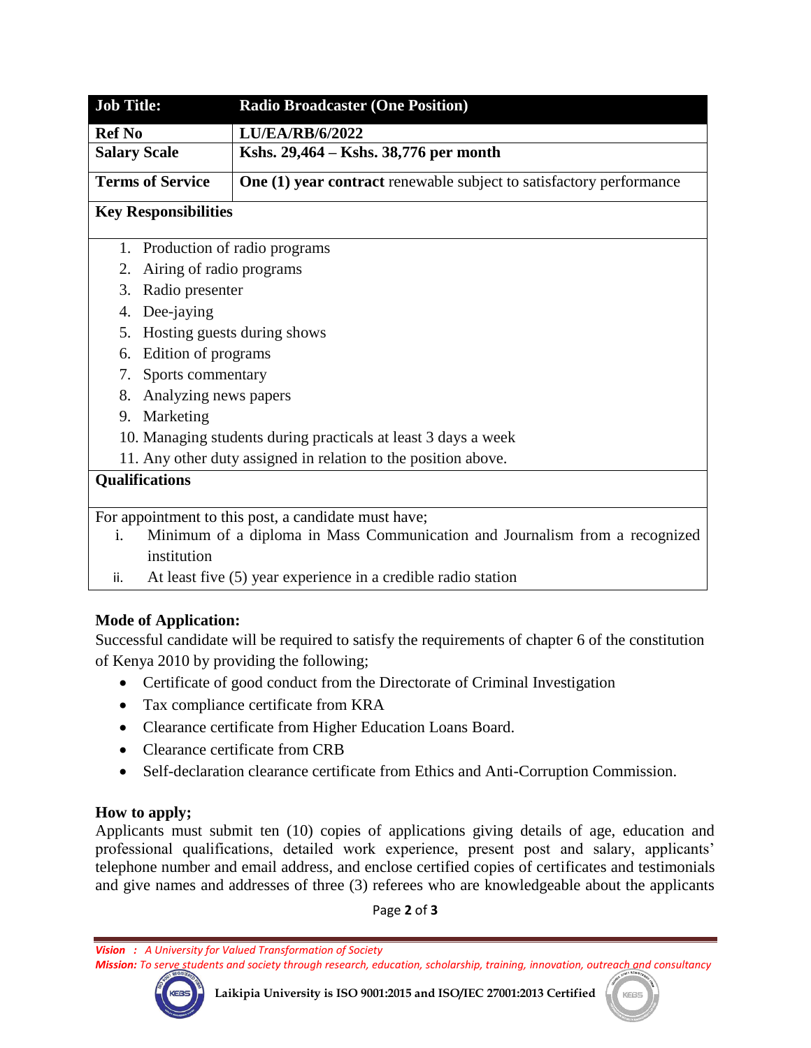| Job Title: | Radio Broadcaster (One Position) |
|---|---|
| **Ref No** | **LU/EA/RB/6/2022** |
| **Salary Scale** | **Kshs. 29,464 – Kshs. 38,776 per month** |
| **Terms of Service** | **One (1) year contract** renewable subject to satisfactory performance |

**Key Responsibilities**

1. Production of radio programs
2. Airing of radio programs
3. Radio presenter
4. Dee-jaying
5. Hosting guests during shows
6. Edition of programs
7. Sports commentary
8. Analyzing news papers
9. Marketing
10. Managing students during practicals at least 3 days a week
11. Any other duty assigned in relation to the position above.

**Qualifications**

For appointment to this post, a candidate must have;

i. Minimum of a diploma in Mass Communication and Journalism from a recognized institution
ii. At least five (5) year experience in a credible radio station

**Mode of Application:**

Successful candidate will be required to satisfy the requirements of chapter 6 of the constitution of Kenya 2010 by providing the following;

- Certificate of good conduct from the Directorate of Criminal Investigation
- Tax compliance certificate from KRA
- Clearance certificate from Higher Education Loans Board.
- Clearance certificate from CRB
- Self-declaration clearance certificate from Ethics and Anti-Corruption Commission.

**How to apply;**

Applicants must submit ten (10) copies of applications giving details of age, education and professional qualifications, detailed work experience, present post and salary, applicants' telephone number and email address, and enclose certified copies of certificates and testimonials and give names and addresses of three (3) referees who are knowledgeable about the applicants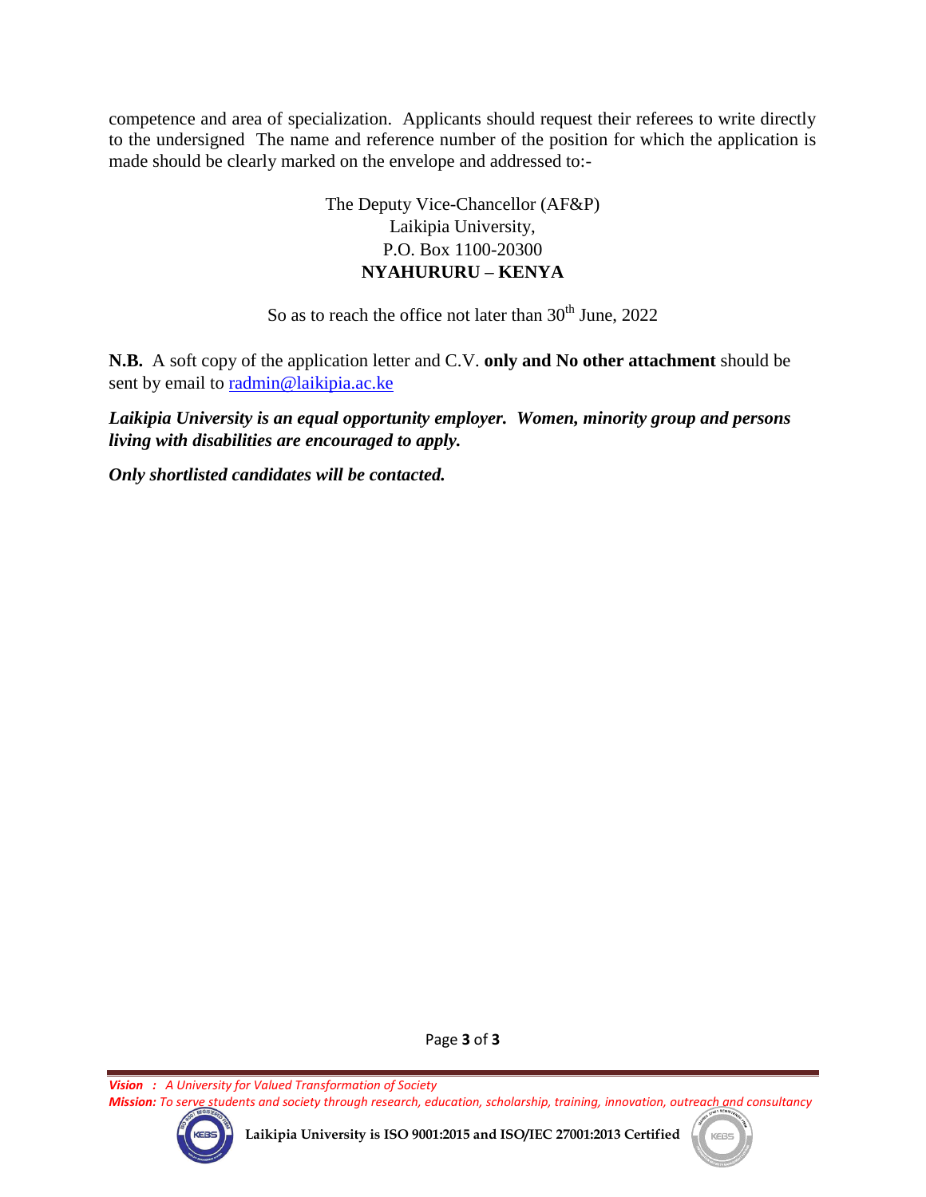competence and area of specialization. Applicants should request their referees to write directly to the undersigned The name and reference number of the position for which the application is made should be clearly marked on the envelope and addressed to:-

The Deputy Vice-Chancellor (AF&P)  
Laikipia University,  
P.O. Box 1100-20300  
**NYAHURURU – KENYA**

So as to reach the office not later than 30th June, 2022

**N.B.** A soft copy of the application letter and C.V. **only and No other attachment** should be sent by email to radmin@laikipia.ac.ke

***Laikipia University is an equal opportunity employer. Women, minority group and persons living with disabilities are encouraged to apply.***

***Only shortlisted candidates will be contacted.***